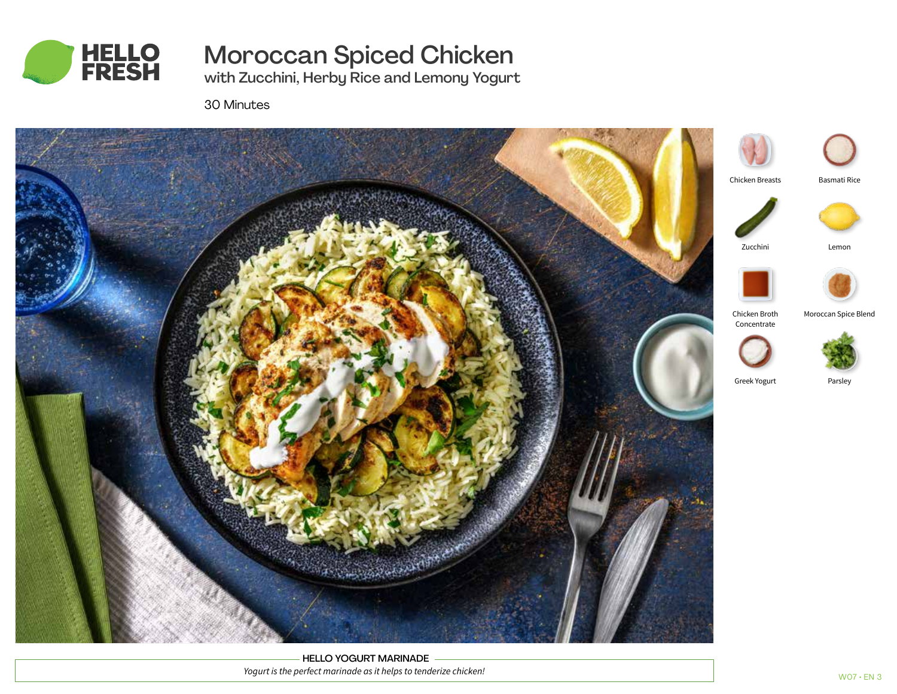# Moroccan Spiced Chicken

## with Zucchini, Herby Rice and Lemony Yogurt

30 Minutes

- Chicken Breasts
- Basmati Rice
- Zucchini
- Lemon
- Chicken Broth Concentrate
- Moroccan Spice Blend
- Greek Yogurt
- Parsley

**HELLO YOGURT MARINADE**

*Yogurt is the perfect marinade as it helps to tenderize chicken!*

W07 • EN 3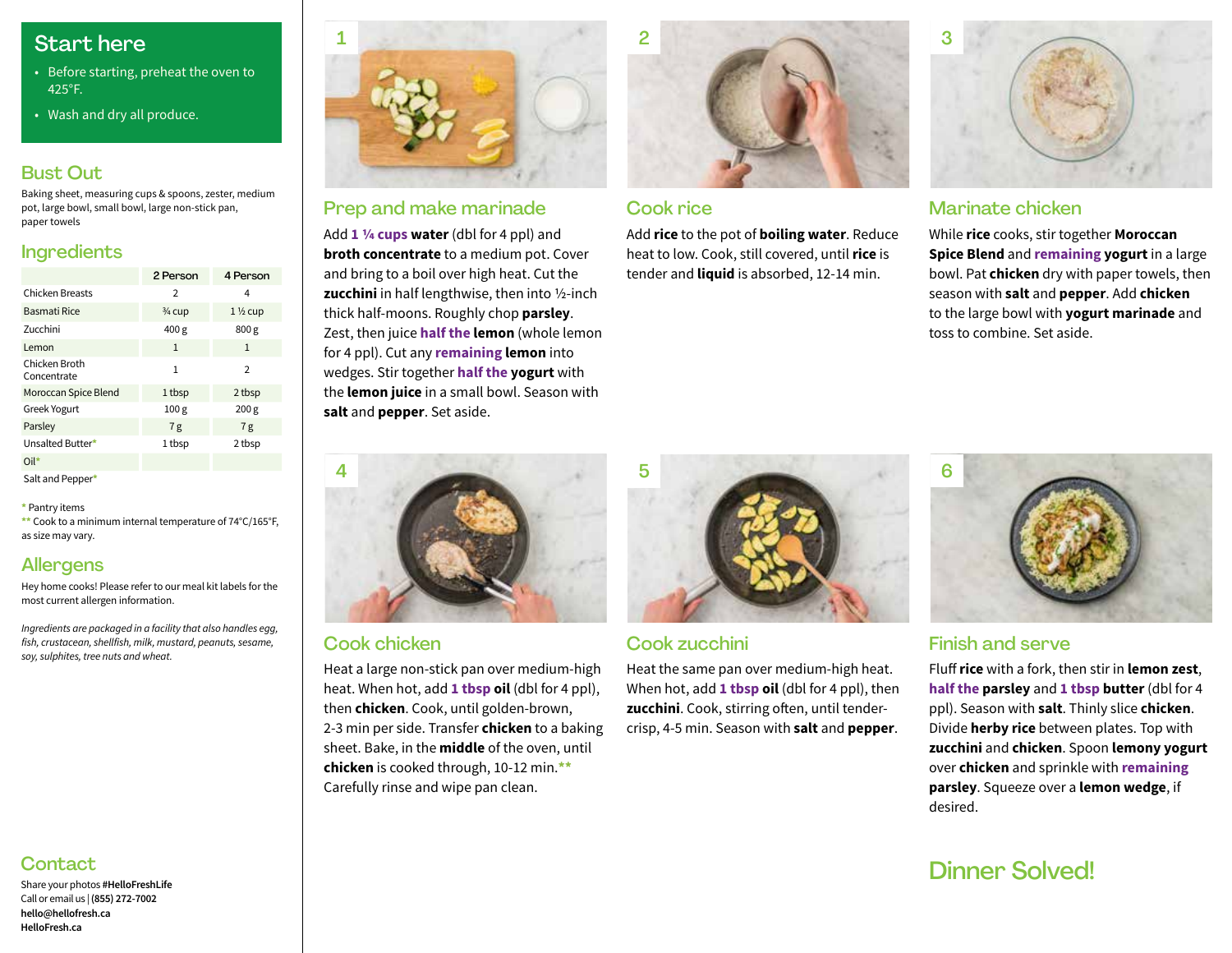## Start here

- Before starting, preheat the oven to 425°F.
- Wash and dry all produce.

## Bust Out

Baking sheet, measuring cups & spoons, zester, medium pot, large bowl, small bowl, large non-stick pan, paper towels

## Ingredients

| | 2 Person | 4 Person |
|---|---|---|
| Chicken Breasts | 2 | 4 |
| Basmati Rice | ¾ cup | 1 ½ cup |
| Zucchini | 400 g | 800 g |
| Lemon | 1 | 1 |
| Chicken Broth Concentrate | 1 | 2 |
| Moroccan Spice Blend | 1 tbsp | 2 tbsp |
| Greek Yogurt | 100 g | 200 g |
| Parsley | 7 g | 7 g |
| Unsalted Butter* | 1 tbsp | 2 tbsp |
| Oil* | | |
| Salt and Pepper* | | |

\* Pantry items
\*\* Cook to a minimum internal temperature of 74°C/165°F, as size may vary.

## Allergens

Hey home cooks! Please refer to our meal kit labels for the most current allergen information.

*Ingredients are packaged in a facility that also handles egg, fish, crustacean, shellfish, milk, mustard, peanuts, sesame, soy, sulphites, tree nuts and wheat.*

## Contact

Share your photos **#HelloFreshLife**
Call or email us | **(855) 272-7002**
**hello@hellofresh.ca**
**HelloFresh.ca**

### 1 Prep and make marinade

Add **1 ¼ cups water** (dbl for 4 ppl) and **broth concentrate** to a medium pot. Cover and bring to a boil over high heat. Cut the **zucchini** in half lengthwise, then into ½-inch thick half-moons. Roughly chop **parsley**. Zest, then juice **half the lemon** (whole lemon for 4 ppl). Cut any **remaining lemon** into wedges. Stir together **half the yogurt** with the **lemon juice** in a small bowl. Season with **salt** and **pepper**. Set aside.

### 2 Cook rice

Add **rice** to the pot of **boiling water**. Reduce heat to low. Cook, still covered, until **rice** is tender and **liquid** is absorbed, 12-14 min.

### 3 Marinate chicken

While **rice** cooks, stir together **Moroccan Spice Blend** and **remaining yogurt** in a large bowl. Pat **chicken** dry with paper towels, then season with **salt** and **pepper**. Add **chicken** to the large bowl with **yogurt marinade** and toss to combine. Set aside.

### 4 Cook chicken

Heat a large non-stick pan over medium-high heat. When hot, add **1 tbsp oil** (dbl for 4 ppl), then **chicken**. Cook, until golden-brown, 2-3 min per side. Transfer **chicken** to a baking sheet. Bake, in the **middle** of the oven, until **chicken** is cooked through, 10-12 min.\*\* Carefully rinse and wipe pan clean.

### 5 Cook zucchini

Heat the same pan over medium-high heat. When hot, add **1 tbsp oil** (dbl for 4 ppl), then **zucchini**. Cook, stirring often, until tender-crisp, 4-5 min. Season with **salt** and **pepper**.

### 6 Finish and serve

Fluff **rice** with a fork, then stir in **lemon zest**, **half the parsley** and **1 tbsp butter** (dbl for 4 ppl). Season with **salt**. Thinly slice **chicken**. Divide **herby rice** between plates. Top with **zucchini** and **chicken**. Spoon **lemony yogurt** over **chicken** and sprinkle with **remaining parsley**. Squeeze over a **lemon wedge**, if desired.

## Dinner Solved!